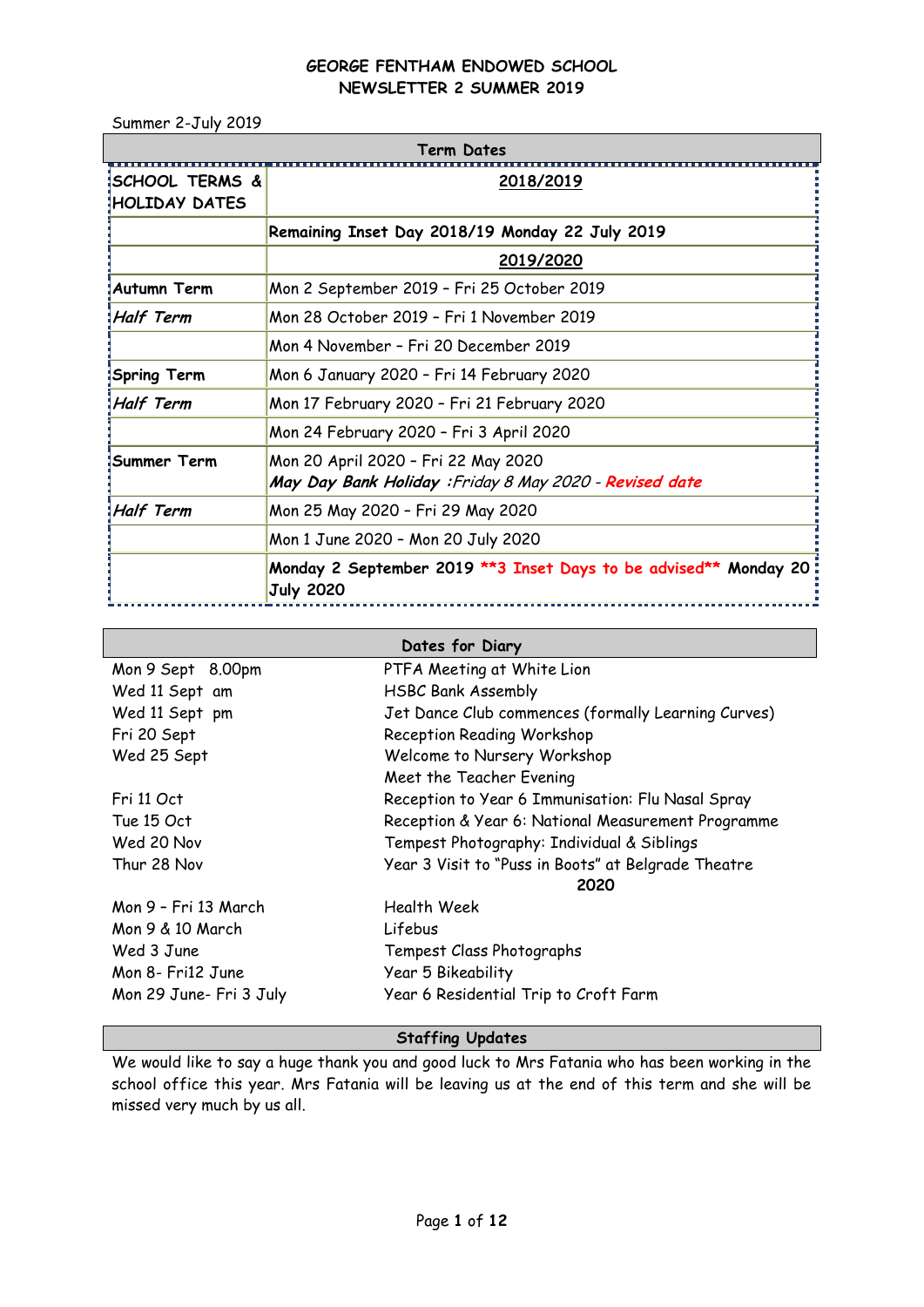# GEORGE FENTHAM ENDOWED SCHOOL
## NEWSLETTER 2 SUMMER 2019

Summer 2-July 2019

| Term Dates | |
|---|---|
| **SCHOOL TERMS & HOLIDAY DATES** | **2018/2019** |
| | **Remaining Inset Day 2018/19 Monday 22 July 2019** |
| | **2019/2020** |
| **Autumn Term** | Mon 2 September 2019 – Fri 25 October 2019 |
| ***Half Term*** | Mon 28 October 2019 – Fri 1 November 2019 |
| | Mon 4 November – Fri 20 December 2019 |
| **Spring Term** | Mon 6 January 2020 – Fri 14 February 2020 |
| ***Half Term*** | Mon 17 February 2020 – Fri 21 February 2020 |
| | Mon 24 February 2020 – Fri 3 April 2020 |
| **Summer Term** | Mon 20 April 2020 – Fri 22 May 2020<br>***May Day Bank Holiday** :Friday 8 May 2020 - **Revised date*** |
| ***Half Term*** | Mon 25 May 2020 – Fri 29 May 2020 |
| | Mon 1 June 2020 – Mon 20 July 2020 |
| | **Monday 2 September 2019 **3 Inset Days to be advised** Monday 20 July 2020** |

| Dates for Diary | |
|---|---|
| Mon 9 Sept 8.00pm | PTFA Meeting at White Lion |
| Wed 11 Sept am | HSBC Bank Assembly |
| Wed 11 Sept pm | Jet Dance Club commences (formally Learning Curves) |
| Fri 20 Sept | Reception Reading Workshop |
| Wed 25 Sept | Welcome to Nursery Workshop<br>Meet the Teacher Evening |
| Fri 11 Oct | Reception to Year 6 Immunisation: Flu Nasal Spray |
| Tue 15 Oct | Reception & Year 6: National Measurement Programme |
| Wed 20 Nov | Tempest Photography: Individual & Siblings |
| Thur 28 Nov | Year 3 Visit to "Puss in Boots" at Belgrade Theatre |
| | **2020** |
| Mon 9 – Fri 13 March | Health Week |
| Mon 9 & 10 March | Lifebus |
| Wed 3 June | Tempest Class Photographs |
| Mon 8- Fri12 June | Year 5 Bikeability |
| Mon 29 June- Fri 3 July | Year 6 Residential Trip to Croft Farm |

## Staffing Updates

We would like to say a huge thank you and good luck to Mrs Fatania who has been working in the school office this year. Mrs Fatania will be leaving us at the end of this term and she will be missed very much by us all.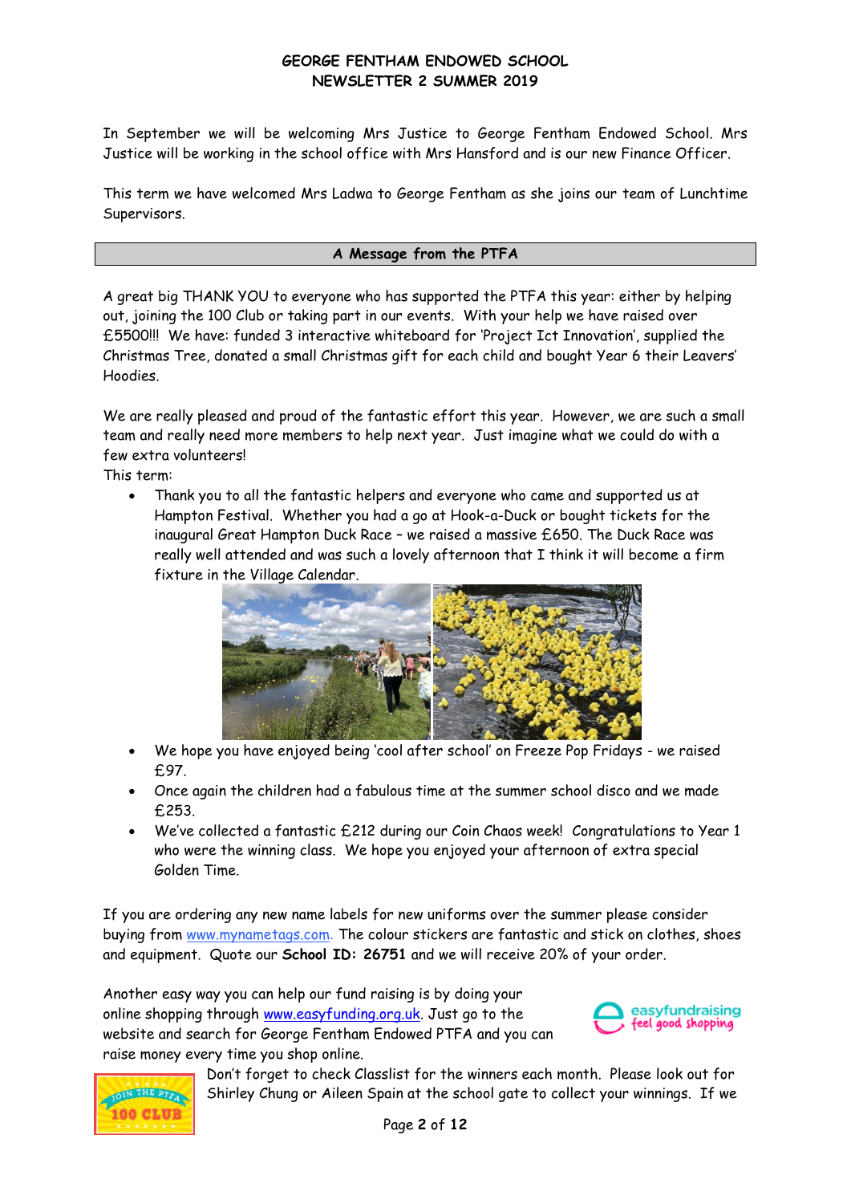**GEORGE FENTHAM ENDOWED SCHOOL**
**NEWSLETTER 2 SUMMER 2019**

In September we will be welcoming Mrs Justice to George Fentham Endowed School. Mrs Justice will be working in the school office with Mrs Hansford and is our new Finance Officer.

This term we have welcomed Mrs Ladwa to George Fentham as she joins our team of Lunchtime Supervisors.

## A Message from the PTFA

A great big THANK YOU to everyone who has supported the PTFA this year: either by helping out, joining the 100 Club or taking part in our events. With your help we have raised over £5500!!! We have: funded 3 interactive whiteboard for 'Project Ict Innovation', supplied the Christmas Tree, donated a small Christmas gift for each child and bought Year 6 their Leavers' Hoodies.

We are really pleased and proud of the fantastic effort this year. However, we are such a small team and really need more members to help next year. Just imagine what we could do with a few extra volunteers!

This term:

- Thank you to all the fantastic helpers and everyone who came and supported us at Hampton Festival. Whether you had a go at Hook-a-Duck or bought tickets for the inaugural Great Hampton Duck Race – we raised a massive £650. The Duck Race was really well attended and was such a lovely afternoon that I think it will become a firm fixture in the Village Calendar.
- We hope you have enjoyed being 'cool after school' on Freeze Pop Fridays - we raised £97.
- Once again the children had a fabulous time at the summer school disco and we made £253.
- We've collected a fantastic £212 during our Coin Chaos week! Congratulations to Year 1 who were the winning class. We hope you enjoyed your afternoon of extra special Golden Time.

If you are ordering any new name labels for new uniforms over the summer please consider buying from www.mynametags.com. The colour stickers are fantastic and stick on clothes, shoes and equipment. Quote our **School ID: 26751** and we will receive 20% of your order.

Another easy way you can help our fund raising is by doing your online shopping through www.easyfunding.org.uk. Just go to the website and search for George Fentham Endowed PTFA and you can raise money every time you shop online.

Don't forget to check Classlist for the winners each month. Please look out for Shirley Chung or Aileen Spain at the school gate to collect your winnings. If we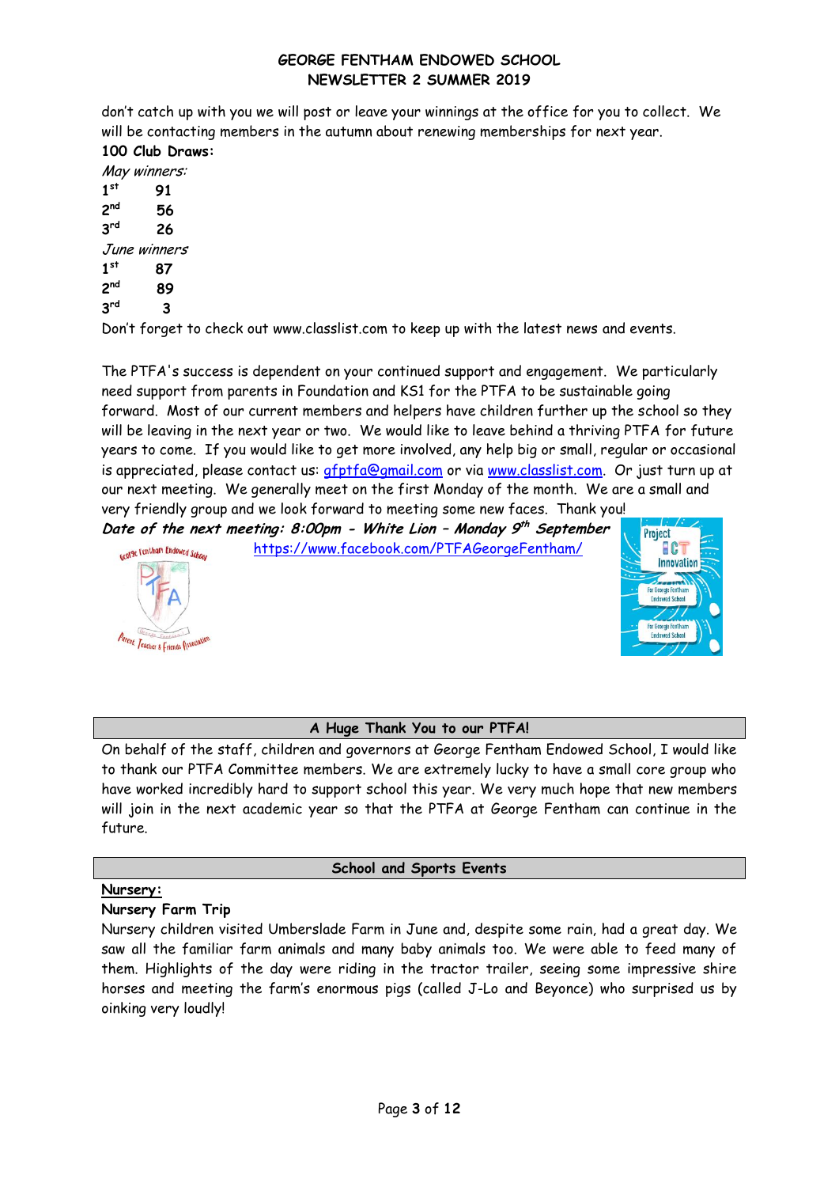don't catch up with you we will post or leave your winnings at the office for you to collect. We will be contacting members in the autumn about renewing memberships for next year.

**100 Club Draws:**

*May winners:*

**1st** **91**
**2nd** **56**
**3rd** **26**

*June winners*

**1st** **87**
**2nd** **89**
**3rd** **3**

Don't forget to check out www.classlist.com to keep up with the latest news and events.

The PTFA's success is dependent on your continued support and engagement. We particularly need support from parents in Foundation and KS1 for the PTFA to be sustainable going forward. Most of our current members and helpers have children further up the school so they will be leaving in the next year or two. We would like to leave behind a thriving PTFA for future years to come. If you would like to get more involved, any help big or small, regular or occasional is appreciated, please contact us: gfptfa@gmail.com or via www.classlist.com. Or just turn up at our next meeting. We generally meet on the first Monday of the month. We are a small and very friendly group and we look forward to meeting some new faces. Thank you!

***Date of the next meeting: 8:00pm - White Lion – Monday 9th September***

https://www.facebook.com/PTFAGeorgeFentham/

## A Huge Thank You to our PTFA!

On behalf of the staff, children and governors at George Fentham Endowed School, I would like to thank our PTFA Committee members. We are extremely lucky to have a small core group who have worked incredibly hard to support school this year. We very much hope that new members will join in the next academic year so that the PTFA at George Fentham can continue in the future.

## School and Sports Events

**Nursery:**

**Nursery Farm Trip**

Nursery children visited Umberslade Farm in June and, despite some rain, had a great day. We saw all the familiar farm animals and many baby animals too. We were able to feed many of them. Highlights of the day were riding in the tractor trailer, seeing some impressive shire horses and meeting the farm's enormous pigs (called J-Lo and Beyonce) who surprised us by oinking very loudly!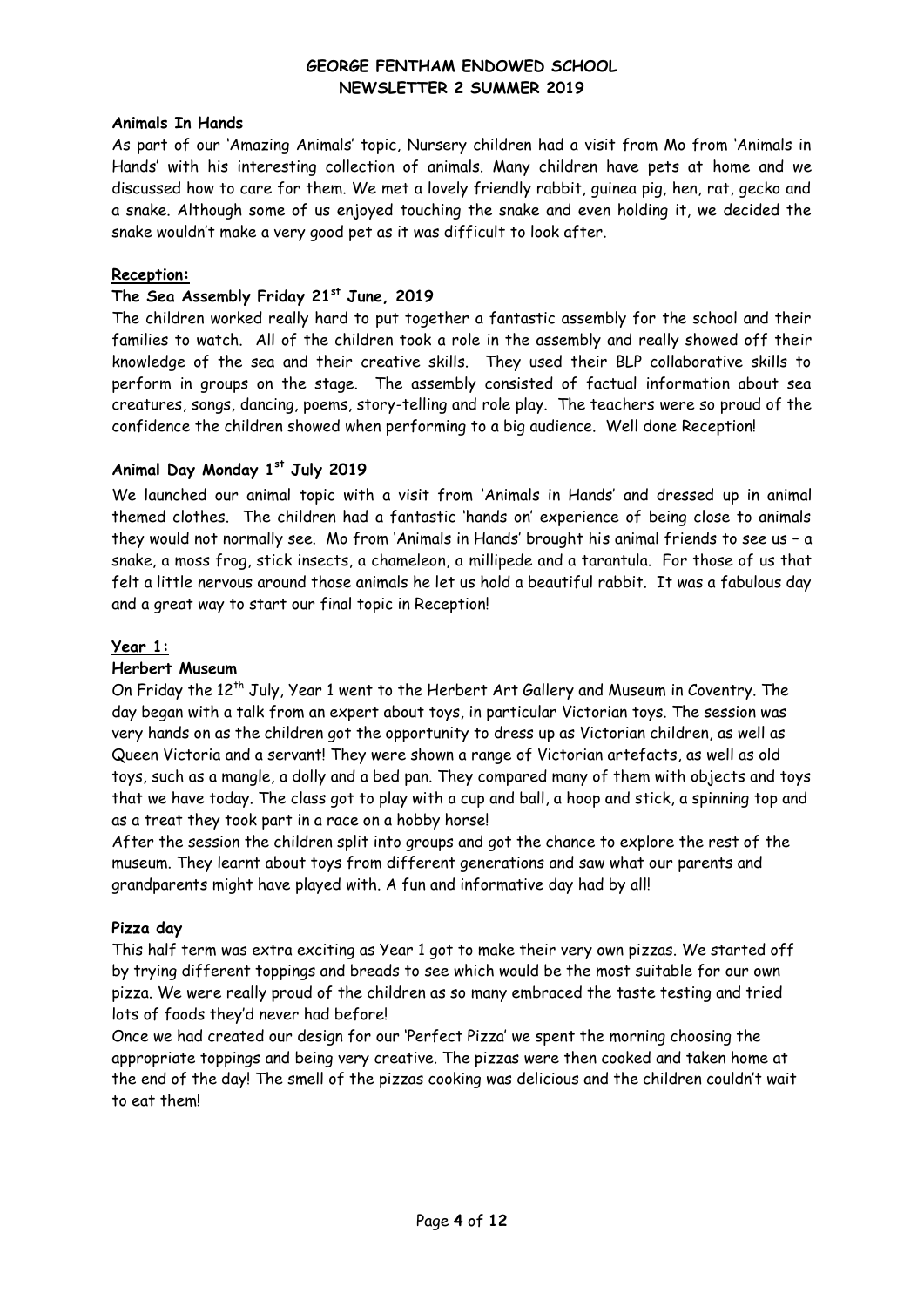# GEORGE FENTHAM ENDOWED SCHOOL
## NEWSLETTER 2 SUMMER 2019

**Animals In Hands**

As part of our 'Amazing Animals' topic, Nursery children had a visit from Mo from 'Animals in Hands' with his interesting collection of animals. Many children have pets at home and we discussed how to care for them. We met a lovely friendly rabbit, guinea pig, hen, rat, gecko and a snake. Although some of us enjoyed touching the snake and even holding it, we decided the snake wouldn't make a very good pet as it was difficult to look after.

**Reception:**

**The Sea Assembly Friday 21st June, 2019**

The children worked really hard to put together a fantastic assembly for the school and their families to watch. All of the children took a role in the assembly and really showed off their knowledge of the sea and their creative skills. They used their BLP collaborative skills to perform in groups on the stage. The assembly consisted of factual information about sea creatures, songs, dancing, poems, story-telling and role play. The teachers were so proud of the confidence the children showed when performing to a big audience. Well done Reception!

**Animal Day Monday 1st July 2019**

We launched our animal topic with a visit from 'Animals in Hands' and dressed up in animal themed clothes. The children had a fantastic 'hands on' experience of being close to animals they would not normally see. Mo from 'Animals in Hands' brought his animal friends to see us – a snake, a moss frog, stick insects, a chameleon, a millipede and a tarantula. For those of us that felt a little nervous around those animals he let us hold a beautiful rabbit. It was a fabulous day and a great way to start our final topic in Reception!

**Year 1:**

**Herbert Museum**

On Friday the 12th July, Year 1 went to the Herbert Art Gallery and Museum in Coventry. The day began with a talk from an expert about toys, in particular Victorian toys. The session was very hands on as the children got the opportunity to dress up as Victorian children, as well as Queen Victoria and a servant! They were shown a range of Victorian artefacts, as well as old toys, such as a mangle, a dolly and a bed pan. They compared many of them with objects and toys that we have today. The class got to play with a cup and ball, a hoop and stick, a spinning top and as a treat they took part in a race on a hobby horse!

After the session the children split into groups and got the chance to explore the rest of the museum. They learnt about toys from different generations and saw what our parents and grandparents might have played with. A fun and informative day had by all!

**Pizza day**

This half term was extra exciting as Year 1 got to make their very own pizzas. We started off by trying different toppings and breads to see which would be the most suitable for our own pizza. We were really proud of the children as so many embraced the taste testing and tried lots of foods they'd never had before!

Once we had created our design for our 'Perfect Pizza' we spent the morning choosing the appropriate toppings and being very creative. The pizzas were then cooked and taken home at the end of the day! The smell of the pizzas cooking was delicious and the children couldn't wait to eat them!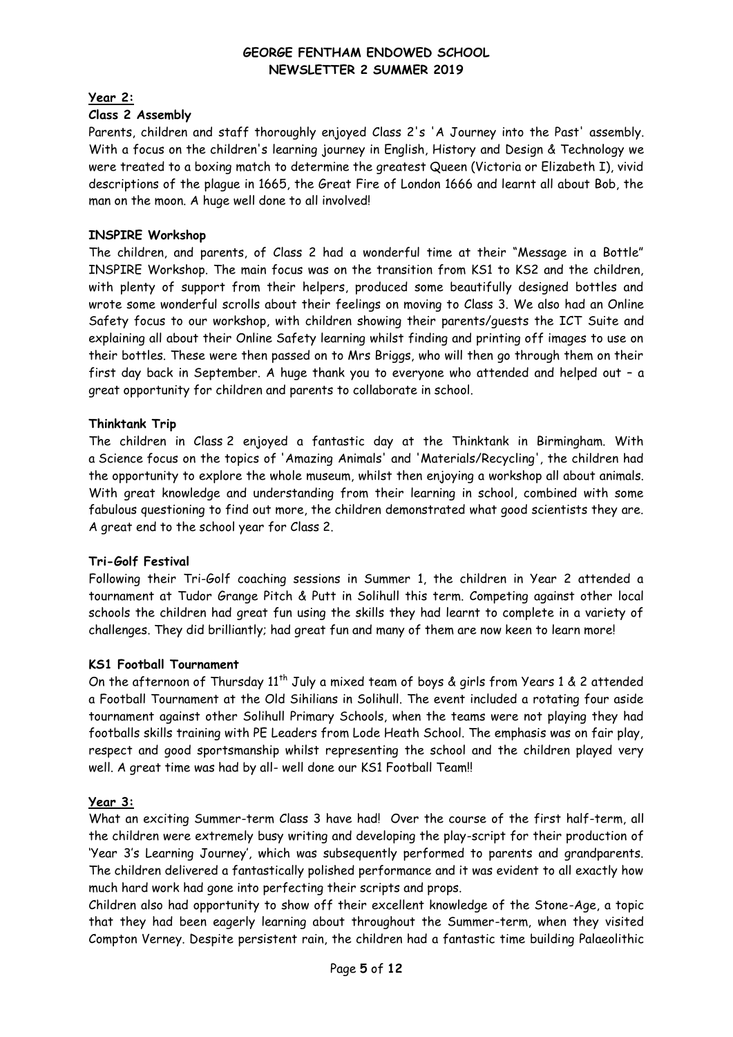**Year 2:**

**Class 2 Assembly**

Parents, children and staff thoroughly enjoyed Class 2's 'A Journey into the Past' assembly. With a focus on the children's learning journey in English, History and Design & Technology we were treated to a boxing match to determine the greatest Queen (Victoria or Elizabeth I), vivid descriptions of the plague in 1665, the Great Fire of London 1666 and learnt all about Bob, the man on the moon. A huge well done to all involved!

**INSPIRE Workshop**

The children, and parents, of Class 2 had a wonderful time at their "Message in a Bottle" INSPIRE Workshop. The main focus was on the transition from KS1 to KS2 and the children, with plenty of support from their helpers, produced some beautifully designed bottles and wrote some wonderful scrolls about their feelings on moving to Class 3. We also had an Online Safety focus to our workshop, with children showing their parents/guests the ICT Suite and explaining all about their Online Safety learning whilst finding and printing off images to use on their bottles. These were then passed on to Mrs Briggs, who will then go through them on their first day back in September. A huge thank you to everyone who attended and helped out – a great opportunity for children and parents to collaborate in school.

**Thinktank Trip**

The children in Class 2 enjoyed a fantastic day at the Thinktank in Birmingham. With a Science focus on the topics of 'Amazing Animals' and 'Materials/Recycling', the children had the opportunity to explore the whole museum, whilst then enjoying a workshop all about animals. With great knowledge and understanding from their learning in school, combined with some fabulous questioning to find out more, the children demonstrated what good scientists they are. A great end to the school year for Class 2.

**Tri-Golf Festival**

Following their Tri-Golf coaching sessions in Summer 1, the children in Year 2 attended a tournament at Tudor Grange Pitch & Putt in Solihull this term. Competing against other local schools the children had great fun using the skills they had learnt to complete in a variety of challenges. They did brilliantly; had great fun and many of them are now keen to learn more!

**KS1 Football Tournament**

On the afternoon of Thursday 11th July a mixed team of boys & girls from Years 1 & 2 attended a Football Tournament at the Old Sihilians in Solihull. The event included a rotating four aside tournament against other Solihull Primary Schools, when the teams were not playing they had footballs skills training with PE Leaders from Lode Heath School. The emphasis was on fair play, respect and good sportsmanship whilst representing the school and the children played very well. A great time was had by all- well done our KS1 Football Team!!

**Year 3:**

What an exciting Summer-term Class 3 have had! Over the course of the first half-term, all the children were extremely busy writing and developing the play-script for their production of 'Year 3's Learning Journey', which was subsequently performed to parents and grandparents. The children delivered a fantastically polished performance and it was evident to all exactly how much hard work had gone into perfecting their scripts and props.

Children also had opportunity to show off their excellent knowledge of the Stone-Age, a topic that they had been eagerly learning about throughout the Summer-term, when they visited Compton Verney. Despite persistent rain, the children had a fantastic time building Palaeolithic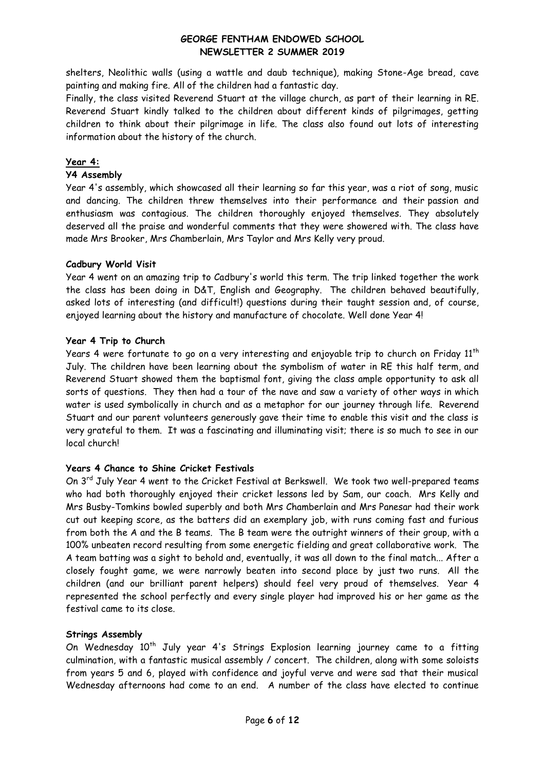shelters, Neolithic walls (using a wattle and daub technique), making Stone-Age bread, cave painting and making fire. All of the children had a fantastic day.

Finally, the class visited Reverend Stuart at the village church, as part of their learning in RE. Reverend Stuart kindly talked to the children about different kinds of pilgrimages, getting children to think about their pilgrimage in life. The class also found out lots of interesting information about the history of the church.

## Year 4:

### Y4 Assembly

Year 4's assembly, which showcased all their learning so far this year, was a riot of song, music and dancing. The children threw themselves into their performance and their passion and enthusiasm was contagious. The children thoroughly enjoyed themselves. They absolutely deserved all the praise and wonderful comments that they were showered with. The class have made Mrs Brooker, Mrs Chamberlain, Mrs Taylor and Mrs Kelly very proud.

### Cadbury World Visit

Year 4 went on an amazing trip to Cadbury's world this term. The trip linked together the work the class has been doing in D&T, English and Geography. The children behaved beautifully, asked lots of interesting (and difficult!) questions during their taught session and, of course, enjoyed learning about the history and manufacture of chocolate. Well done Year 4!

### Year 4 Trip to Church

Years 4 were fortunate to go on a very interesting and enjoyable trip to church on Friday 11th July. The children have been learning about the symbolism of water in RE this half term, and Reverend Stuart showed them the baptismal font, giving the class ample opportunity to ask all sorts of questions. They then had a tour of the nave and saw a variety of other ways in which water is used symbolically in church and as a metaphor for our journey through life. Reverend Stuart and our parent volunteers generously gave their time to enable this visit and the class is very grateful to them. It was a fascinating and illuminating visit; there is so much to see in our local church!

### Years 4 Chance to Shine Cricket Festivals

On 3rd July Year 4 went to the Cricket Festival at Berkswell. We took two well-prepared teams who had both thoroughly enjoyed their cricket lessons led by Sam, our coach. Mrs Kelly and Mrs Busby-Tomkins bowled superbly and both Mrs Chamberlain and Mrs Panesar had their work cut out keeping score, as the batters did an exemplary job, with runs coming fast and furious from both the A and the B teams. The B team were the outright winners of their group, with a 100% unbeaten record resulting from some energetic fielding and great collaborative work. The A team batting was a sight to behold and, eventually, it was all down to the final match... After a closely fought game, we were narrowly beaten into second place by just two runs. All the children (and our brilliant parent helpers) should feel very proud of themselves. Year 4 represented the school perfectly and every single player had improved his or her game as the festival came to its close.

### Strings Assembly

On Wednesday 10th July year 4's Strings Explosion learning journey came to a fitting culmination, with a fantastic musical assembly / concert. The children, along with some soloists from years 5 and 6, played with confidence and joyful verve and were sad that their musical Wednesday afternoons had come to an end. A number of the class have elected to continue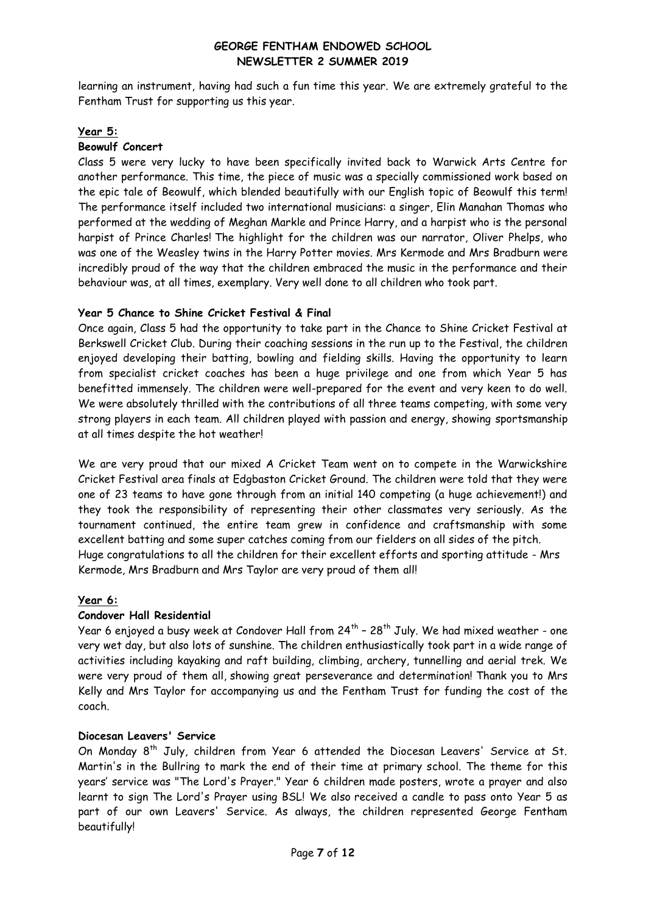learning an instrument, having had such a fun time this year. We are extremely grateful to the Fentham Trust for supporting us this year.

## Year 5:

### Beowulf Concert

Class 5 were very lucky to have been specifically invited back to Warwick Arts Centre for another performance. This time, the piece of music was a specially commissioned work based on the epic tale of Beowulf, which blended beautifully with our English topic of Beowulf this term! The performance itself included two international musicians: a singer, Elin Manahan Thomas who performed at the wedding of Meghan Markle and Prince Harry, and a harpist who is the personal harpist of Prince Charles! The highlight for the children was our narrator, Oliver Phelps, who was one of the Weasley twins in the Harry Potter movies. Mrs Kermode and Mrs Bradburn were incredibly proud of the way that the children embraced the music in the performance and their behaviour was, at all times, exemplary. Very well done to all children who took part.

### Year 5 Chance to Shine Cricket Festival & Final

Once again, Class 5 had the opportunity to take part in the Chance to Shine Cricket Festival at Berkswell Cricket Club. During their coaching sessions in the run up to the Festival, the children enjoyed developing their batting, bowling and fielding skills. Having the opportunity to learn from specialist cricket coaches has been a huge privilege and one from which Year 5 has benefitted immensely. The children were well-prepared for the event and very keen to do well. We were absolutely thrilled with the contributions of all three teams competing, with some very strong players in each team. All children played with passion and energy, showing sportsmanship at all times despite the hot weather!

We are very proud that our mixed A Cricket Team went on to compete in the Warwickshire Cricket Festival area finals at Edgbaston Cricket Ground. The children were told that they were one of 23 teams to have gone through from an initial 140 competing (a huge achievement!) and they took the responsibility of representing their other classmates very seriously. As the tournament continued, the entire team grew in confidence and craftsmanship with some excellent batting and some super catches coming from our fielders on all sides of the pitch.
Huge congratulations to all the children for their excellent efforts and sporting attitude - Mrs Kermode, Mrs Bradburn and Mrs Taylor are very proud of them all!

## Year 6:

### Condover Hall Residential

Year 6 enjoyed a busy week at Condover Hall from 24th – 28th July. We had mixed weather - one very wet day, but also lots of sunshine. The children enthusiastically took part in a wide range of activities including kayaking and raft building, climbing, archery, tunnelling and aerial trek. We were very proud of them all, showing great perseverance and determination! Thank you to Mrs Kelly and Mrs Taylor for accompanying us and the Fentham Trust for funding the cost of the coach.

### Diocesan Leavers' Service

On Monday 8th July, children from Year 6 attended the Diocesan Leavers' Service at St. Martin's in the Bullring to mark the end of their time at primary school. The theme for this years' service was "The Lord's Prayer." Year 6 children made posters, wrote a prayer and also learnt to sign The Lord's Prayer using BSL! We also received a candle to pass onto Year 5 as part of our own Leavers' Service. As always, the children represented George Fentham beautifully!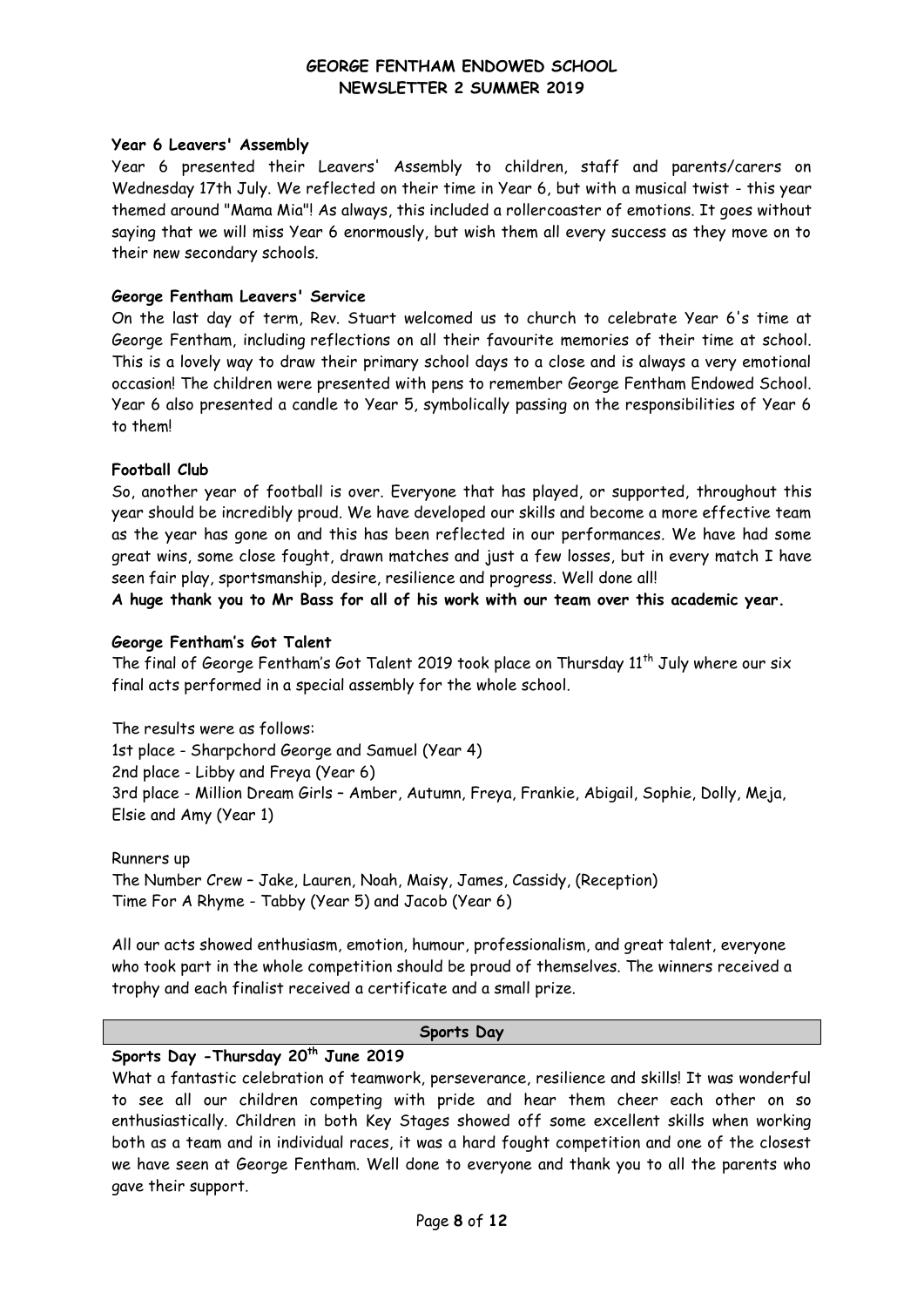## Year 6 Leavers' Assembly

Year 6 presented their Leavers' Assembly to children, staff and parents/carers on Wednesday 17th July. We reflected on their time in Year 6, but with a musical twist - this year themed around "Mama Mia"! As always, this included a rollercoaster of emotions. It goes without saying that we will miss Year 6 enormously, but wish them all every success as they move on to their new secondary schools.

## George Fentham Leavers' Service

On the last day of term, Rev. Stuart welcomed us to church to celebrate Year 6's time at George Fentham, including reflections on all their favourite memories of their time at school. This is a lovely way to draw their primary school days to a close and is always a very emotional occasion! The children were presented with pens to remember George Fentham Endowed School. Year 6 also presented a candle to Year 5, symbolically passing on the responsibilities of Year 6 to them!

## Football Club

So, another year of football is over. Everyone that has played, or supported, throughout this year should be incredibly proud. We have developed our skills and become a more effective team as the year has gone on and this has been reflected in our performances. We have had some great wins, some close fought, drawn matches and just a few losses, but in every match I have seen fair play, sportsmanship, desire, resilience and progress. Well done all!

**A huge thank you to Mr Bass for all of his work with our team over this academic year.**

## George Fentham's Got Talent

The final of George Fentham's Got Talent 2019 took place on Thursday 11th July where our six final acts performed in a special assembly for the whole school.

The results were as follows:

1st place - Sharpchord George and Samuel (Year 4)
2nd place - Libby and Freya (Year 6)
3rd place - Million Dream Girls – Amber, Autumn, Freya, Frankie, Abigail, Sophie, Dolly, Meja, Elsie and Amy (Year 1)

Runners up
The Number Crew – Jake, Lauren, Noah, Maisy, James, Cassidy, (Reception)
Time For A Rhyme - Tabby (Year 5) and Jacob (Year 6)

All our acts showed enthusiasm, emotion, humour, professionalism, and great talent, everyone who took part in the whole competition should be proud of themselves. The winners received a trophy and each finalist received a certificate and a small prize.

# Sports Day

## Sports Day -Thursday 20th June 2019

What a fantastic celebration of teamwork, perseverance, resilience and skills! It was wonderful to see all our children competing with pride and hear them cheer each other on so enthusiastically. Children in both Key Stages showed off some excellent skills when working both as a team and in individual races, it was a hard fought competition and one of the closest we have seen at George Fentham. Well done to everyone and thank you to all the parents who gave their support.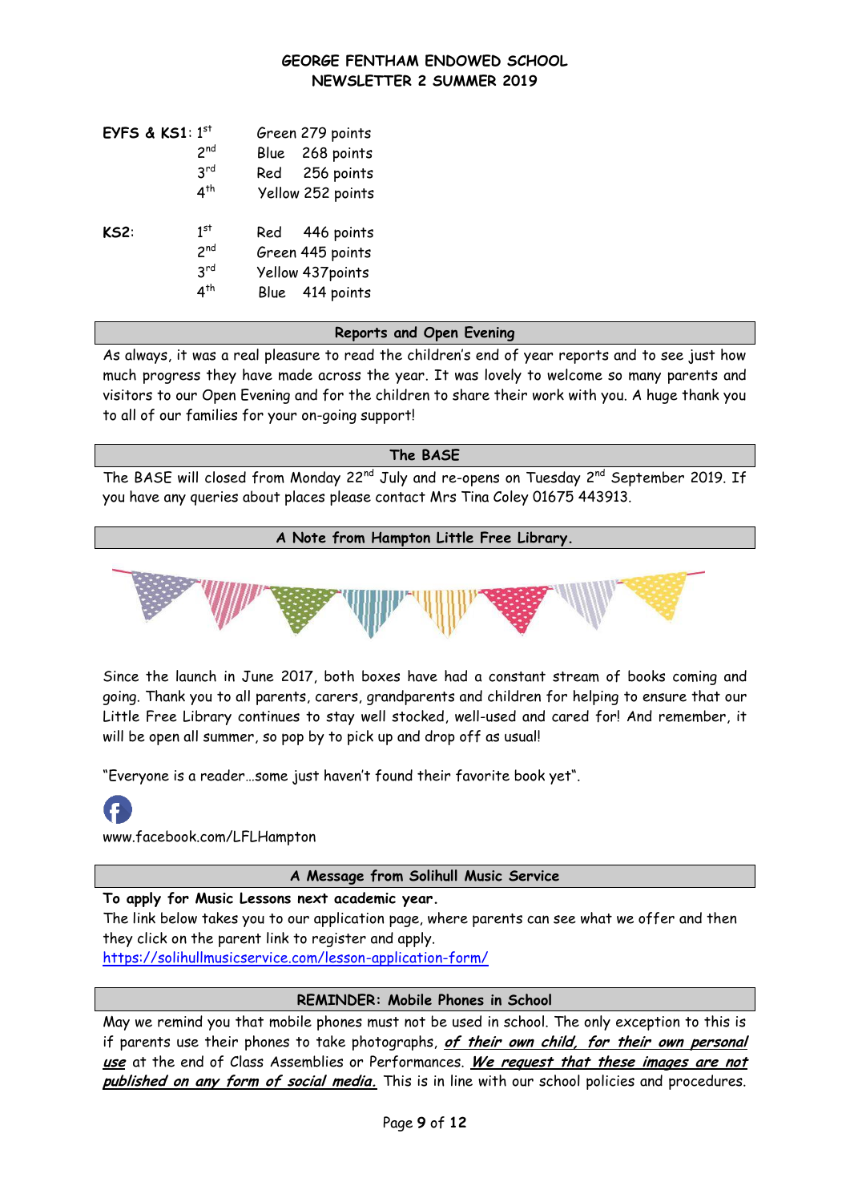| | | | |
|---|---|---|---|
| **EYFS & KS1**: | 1st | Green | 279 points |
| | 2nd | Blue | 268 points |
| | 3rd | Red | 256 points |
| | 4th | Yellow | 252 points |
| **KS2**: | 1st | Red | 446 points |
| | 2nd | Green | 445 points |
| | 3rd | Yellow | 437points |
| | 4th | Blue | 414 points |

## Reports and Open Evening

As always, it was a real pleasure to read the children's end of year reports and to see just how much progress they have made across the year. It was lovely to welcome so many parents and visitors to our Open Evening and for the children to share their work with you. A huge thank you to all of our families for your on-going support!

## The BASE

The BASE will closed from Monday 22nd July and re-opens on Tuesday 2nd September 2019. If you have any queries about places please contact Mrs Tina Coley 01675 443913.

## A Note from Hampton Little Free Library.

Since the launch in June 2017, both boxes have had a constant stream of books coming and going. Thank you to all parents, carers, grandparents and children for helping to ensure that our Little Free Library continues to stay well stocked, well-used and cared for! And remember, it will be open all summer, so pop by to pick up and drop off as usual!

"Everyone is a reader…some just haven't found their favorite book yet".

www.facebook.com/LFLHampton

## A Message from Solihull Music Service

**To apply for Music Lessons next academic year.**

The link below takes you to our application page, where parents can see what we offer and then they click on the parent link to register and apply.

https://solihullmusicservice.com/lesson-application-form/

## REMINDER: Mobile Phones in School

May we remind you that mobile phones must not be used in school. The only exception to this is if parents use their phones to take photographs, ***of their own child, for their own personal use*** at the end of Class Assemblies or Performances. ***We request that these images are not published on any form of social media.*** This is in line with our school policies and procedures.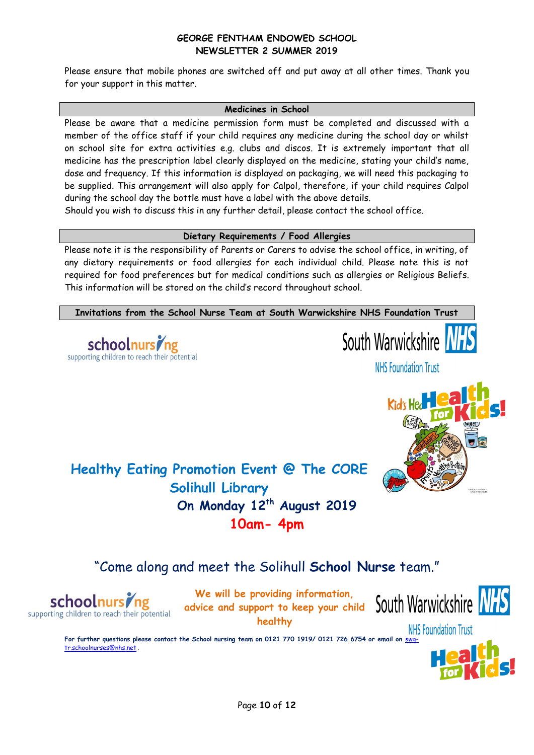Please ensure that mobile phones are switched off and put away at all other times. Thank you for your support in this matter.

## Medicines in School

Please be aware that a medicine permission form must be completed and discussed with a member of the office staff if your child requires any medicine during the school day or whilst on school site for extra activities e.g. clubs and discos. It is extremely important that all medicine has the prescription label clearly displayed on the medicine, stating your child's name, dose and frequency. If this information is displayed on packaging, we will need this packaging to be supplied. This arrangement will also apply for Calpol, therefore, if your child requires Calpol during the school day the bottle must have a label with the above details.
Should you wish to discuss this in any further detail, please contact the school office.

## Dietary Requirements / Food Allergies

Please note it is the responsibility of Parents or Carers to advise the school office, in writing, of any dietary requirements or food allergies for each individual child. Please note this is not required for food preferences but for medical conditions such as allergies or Religious Beliefs. This information will be stored on the child's record throughout school.

## Invitations from the School Nurse Team at South Warwickshire NHS Foundation Trust

schoolnursing
supporting children to reach their potential

South Warwickshire NHS
NHS Foundation Trust

**Healthy Eating Promotion Event @ The CORE Solihull Library**

**On Monday 12th August 2019**

**10am- 4pm**

"Come along and meet the Solihull **School Nurse** team."

**We will be providing information, advice and support to keep your child healthy**

**For further questions please contact the School nursing team on 0121 770 1919/ 0121 726 6754 or email on swg-tr.schoolnurses@nhs.net.**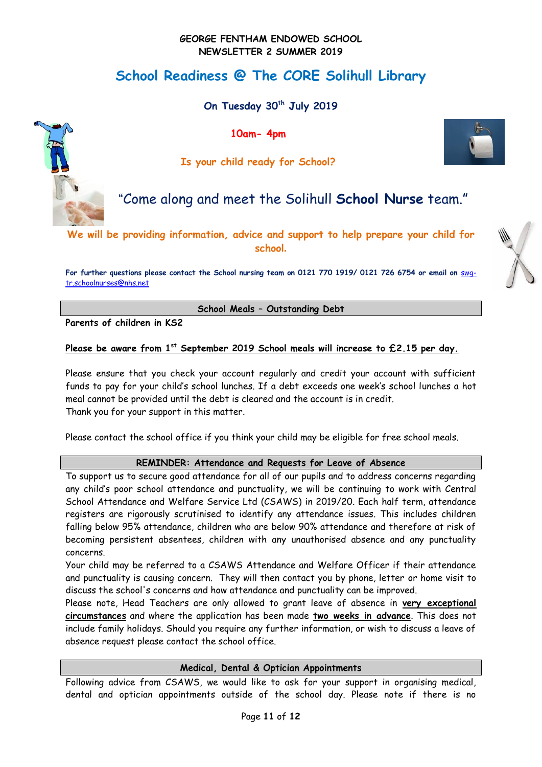**GEORGE FENTHAM ENDOWED SCHOOL**
**NEWSLETTER 2 SUMMER 2019**

## School Readiness @ The CORE Solihull Library

**On Tuesday 30th July 2019**

**10am- 4pm**

**Is your child ready for School?**

"Come along and meet the Solihull **School Nurse** team."

**We will be providing information, advice and support to help prepare your child for school.**

**For further questions please contact the School nursing team on 0121 770 1919/ 0121 726 6754 or email on swg-tr.schoolnurses@nhs.net**

### School Meals – Outstanding Debt

**Parents of children in KS2**

**Please be aware from 1st September 2019 School meals will increase to £2.15 per day.**

Please ensure that you check your account regularly and credit your account with sufficient funds to pay for your child's school lunches. If a debt exceeds one week's school lunches a hot meal cannot be provided until the debt is cleared and the account is in credit.
Thank you for your support in this matter.

Please contact the school office if you think your child may be eligible for free school meals.

### REMINDER: Attendance and Requests for Leave of Absence

To support us to secure good attendance for all of our pupils and to address concerns regarding any child's poor school attendance and punctuality, we will be continuing to work with Central School Attendance and Welfare Service Ltd (CSAWS) in 2019/20. Each half term, attendance registers are rigorously scrutinised to identify any attendance issues. This includes children falling below 95% attendance, children who are below 90% attendance and therefore at risk of becoming persistent absentees, children with any unauthorised absence and any punctuality concerns.
Your child may be referred to a CSAWS Attendance and Welfare Officer if their attendance and punctuality is causing concern. They will then contact you by phone, letter or home visit to discuss the school's concerns and how attendance and punctuality can be improved.
Please note, Head Teachers are only allowed to grant leave of absence in **very exceptional circumstances** and where the application has been made **two weeks in advance**. This does not include family holidays. Should you require any further information, or wish to discuss a leave of absence request please contact the school office.

### Medical, Dental & Optician Appointments

Following advice from CSAWS, we would like to ask for your support in organising medical, dental and optician appointments outside of the school day. Please note if there is no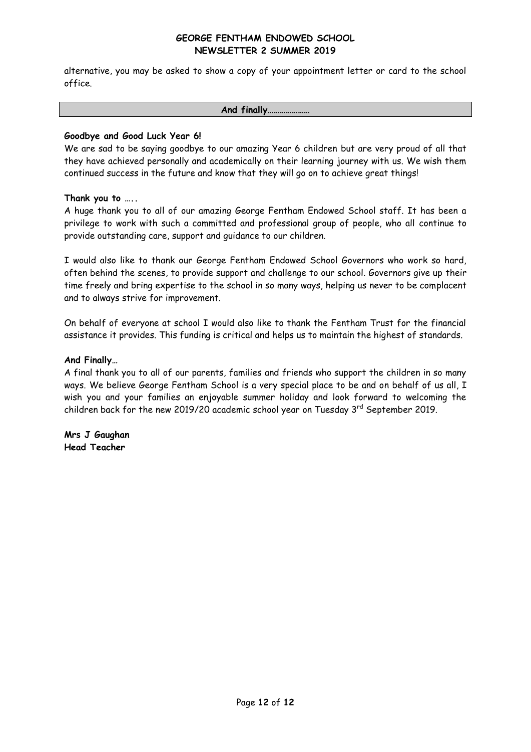alternative, you may be asked to show a copy of your appointment letter or card to the school office.

## And finally…………………

**Goodbye and Good Luck Year 6!**

We are sad to be saying goodbye to our amazing Year 6 children but are very proud of all that they have achieved personally and academically on their learning journey with us. We wish them continued success in the future and know that they will go on to achieve great things!

**Thank you to …..**

A huge thank you to all of our amazing George Fentham Endowed School staff. It has been a privilege to work with such a committed and professional group of people, who all continue to provide outstanding care, support and guidance to our children.

I would also like to thank our George Fentham Endowed School Governors who work so hard, often behind the scenes, to provide support and challenge to our school. Governors give up their time freely and bring expertise to the school in so many ways, helping us never to be complacent and to always strive for improvement.

On behalf of everyone at school I would also like to thank the Fentham Trust for the financial assistance it provides. This funding is critical and helps us to maintain the highest of standards.

**And Finally…**

A final thank you to all of our parents, families and friends who support the children in so many ways. We believe George Fentham School is a very special place to be and on behalf of us all, I wish you and your families an enjoyable summer holiday and look forward to welcoming the children back for the new 2019/20 academic school year on Tuesday 3rd September 2019.

**Mrs J Gaughan**
**Head Teacher**